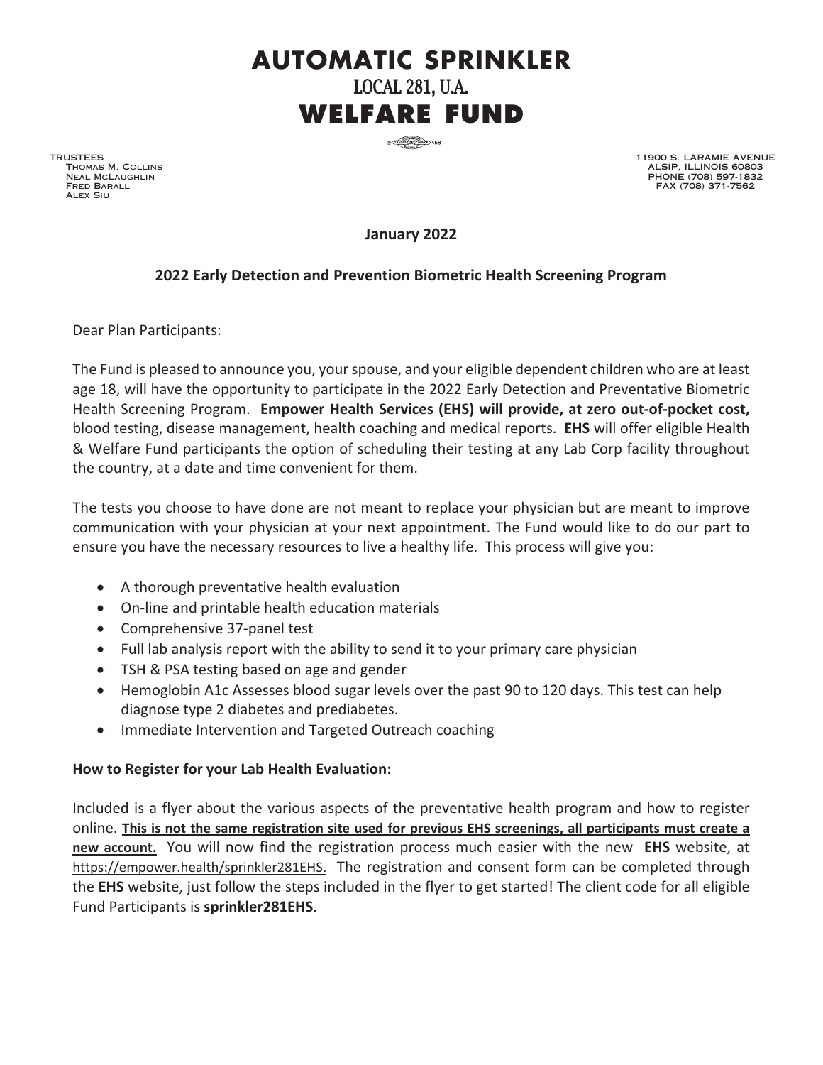# AUTOMATIC SPRINKLER
## LOCAL 281, U.A.
# WELFARE FUND

TRUSTEES
THOMAS M. COLLINS
NEAL MCLAUGHLIN
FRED BARALL
ALEX SIU

11900 S. LARAMIE AVENUE
ALSIP, ILLINOIS 60803
PHONE (708) 597-1832
FAX (708) 371-7562

**January 2022**

**2022 Early Detection and Prevention Biometric Health Screening Program**

Dear Plan Participants:

The Fund is pleased to announce you, your spouse, and your eligible dependent children who are at least age 18, will have the opportunity to participate in the 2022 Early Detection and Preventative Biometric Health Screening Program. **Empower Health Services (EHS) will provide, at zero out-of-pocket cost,** blood testing, disease management, health coaching and medical reports. **EHS** will offer eligible Health & Welfare Fund participants the option of scheduling their testing at any Lab Corp facility throughout the country, at a date and time convenient for them.

The tests you choose to have done are not meant to replace your physician but are meant to improve communication with your physician at your next appointment. The Fund would like to do our part to ensure you have the necessary resources to live a healthy life. This process will give you:

- A thorough preventative health evaluation
- On-line and printable health education materials
- Comprehensive 37-panel test
- Full lab analysis report with the ability to send it to your primary care physician
- TSH & PSA testing based on age and gender
- Hemoglobin A1c Assesses blood sugar levels over the past 90 to 120 days. This test can help diagnose type 2 diabetes and prediabetes.
- Immediate Intervention and Targeted Outreach coaching

**How to Register for your Lab Health Evaluation:**

Included is a flyer about the various aspects of the preventative health program and how to register online. **This is not the same registration site used for previous EHS screenings, all participants must create a new account.** You will now find the registration process much easier with the new **EHS** website, at https://empower.health/sprinkler281EHS. The registration and consent form can be completed through the **EHS** website, just follow the steps included in the flyer to get started! The client code for all eligible Fund Participants is **sprinkler281EHS**.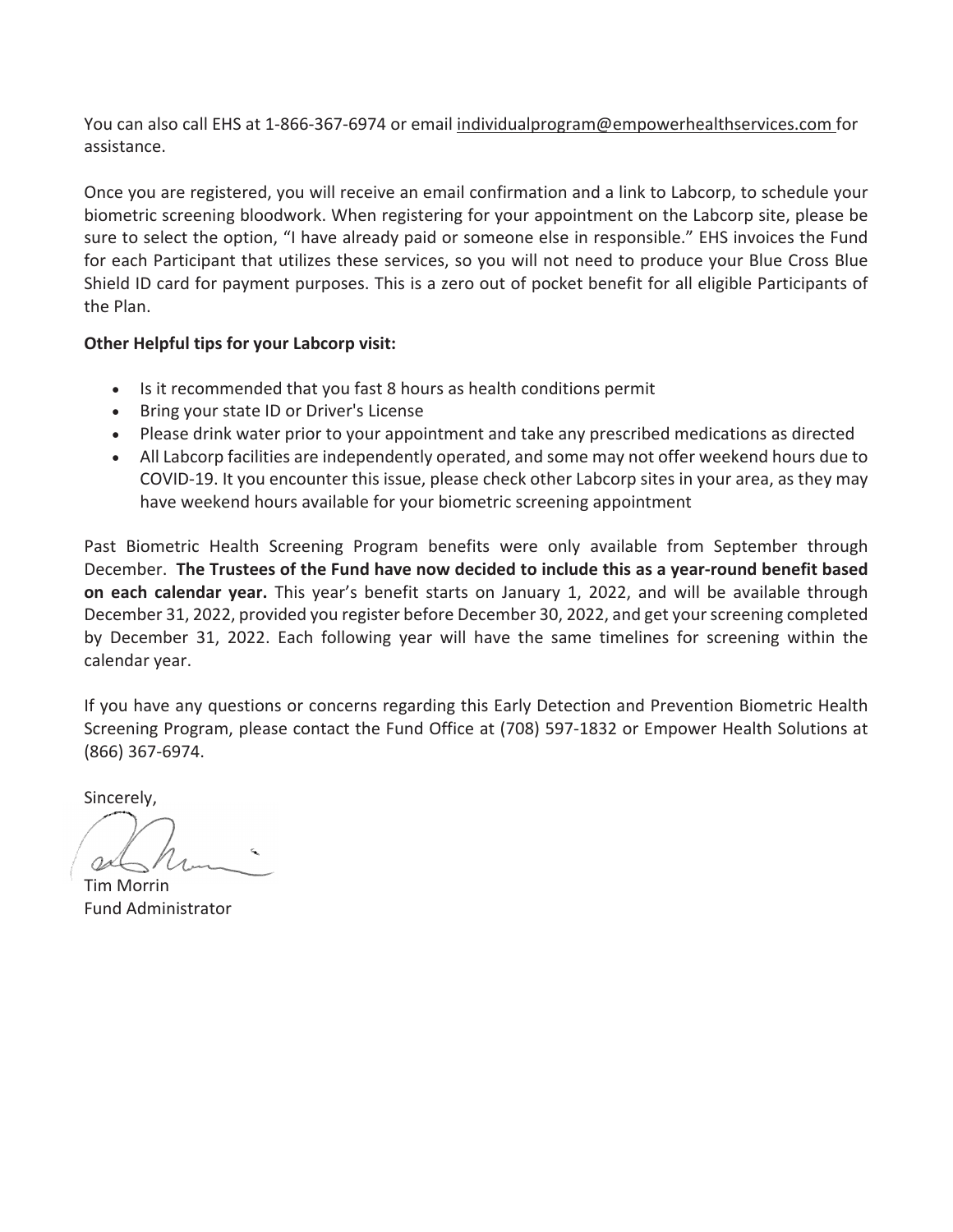You can also call EHS at 1-866-367-6974 or email individualprogram@empowerhealthservices.com for assistance.

Once you are registered, you will receive an email confirmation and a link to Labcorp, to schedule your biometric screening bloodwork. When registering for your appointment on the Labcorp site, please be sure to select the option, "I have already paid or someone else in responsible." EHS invoices the Fund for each Participant that utilizes these services, so you will not need to produce your Blue Cross Blue Shield ID card for payment purposes. This is a zero out of pocket benefit for all eligible Participants of the Plan.

**Other Helpful tips for your Labcorp visit:**

- Is it recommended that you fast 8 hours as health conditions permit
- Bring your state ID or Driver's License
- Please drink water prior to your appointment and take any prescribed medications as directed
- All Labcorp facilities are independently operated, and some may not offer weekend hours due to COVID-19. It you encounter this issue, please check other Labcorp sites in your area, as they may have weekend hours available for your biometric screening appointment

Past Biometric Health Screening Program benefits were only available from September through December. **The Trustees of the Fund have now decided to include this as a year-round benefit based on each calendar year.** This year's benefit starts on January 1, 2022, and will be available through December 31, 2022, provided you register before December 30, 2022, and get your screening completed by December 31, 2022. Each following year will have the same timelines for screening within the calendar year.

If you have any questions or concerns regarding this Early Detection and Prevention Biometric Health Screening Program, please contact the Fund Office at (708) 597-1832 or Empower Health Solutions at (866) 367-6974.

Sincerely,

Tim Morrin
Fund Administrator